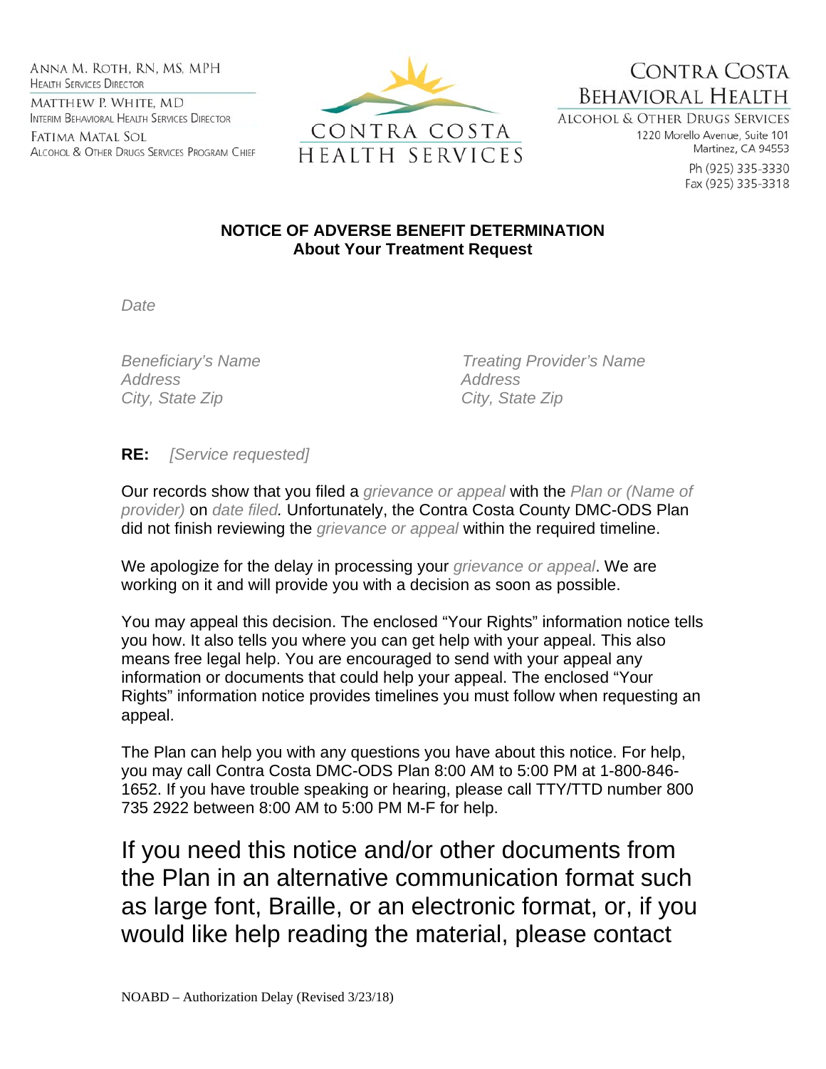ANNA M. ROTH, RN, MS, MPH
HEALTH SERVICES DIRECTOR

MATTHEW P. WHITE, MD
INTERIM BEHAVIORAL HEALTH SERVICES DIRECTOR

FATIMA MATAL SOL
ALCOHOL & OTHER DRUGS SERVICES PROGRAM CHIEF

CONTRA COSTA
HEALTH SERVICES

CONTRA COSTA
BEHAVIORAL HEALTH
ALCOHOL & OTHER DRUGS SERVICES
1220 Morello Avenue, Suite 101
Martinez, CA 94553
Ph (925) 335-3330
Fax (925) 335-3318

**NOTICE OF ADVERSE BENEFIT DETERMINATION**
**About Your Treatment Request**

*Date*

*Beneficiary's Name*
*Address*
*City, State Zip*

*Treating Provider's Name*
*Address*
*City, State Zip*

**RE:** *[Service requested]*

Our records show that you filed a *grievance or appeal* with the *Plan or (Name of provider)* on *date filed.* Unfortunately, the Contra Costa County DMC-ODS Plan did not finish reviewing the *grievance or appeal* within the required timeline.

We apologize for the delay in processing your *grievance or appeal*. We are working on it and will provide you with a decision as soon as possible.

You may appeal this decision. The enclosed "Your Rights" information notice tells you how. It also tells you where you can get help with your appeal. This also means free legal help. You are encouraged to send with your appeal any information or documents that could help your appeal. The enclosed "Your Rights" information notice provides timelines you must follow when requesting an appeal.

The Plan can help you with any questions you have about this notice. For help, you may call Contra Costa DMC-ODS Plan 8:00 AM to 5:00 PM at 1-800-846-1652. If you have trouble speaking or hearing, please call TTY/TTD number 800 735 2922 between 8:00 AM to 5:00 PM M-F for help.

If you need this notice and/or other documents from the Plan in an alternative communication format such as large font, Braille, or an electronic format, or, if you would like help reading the material, please contact

NOABD – Authorization Delay (Revised 3/23/18)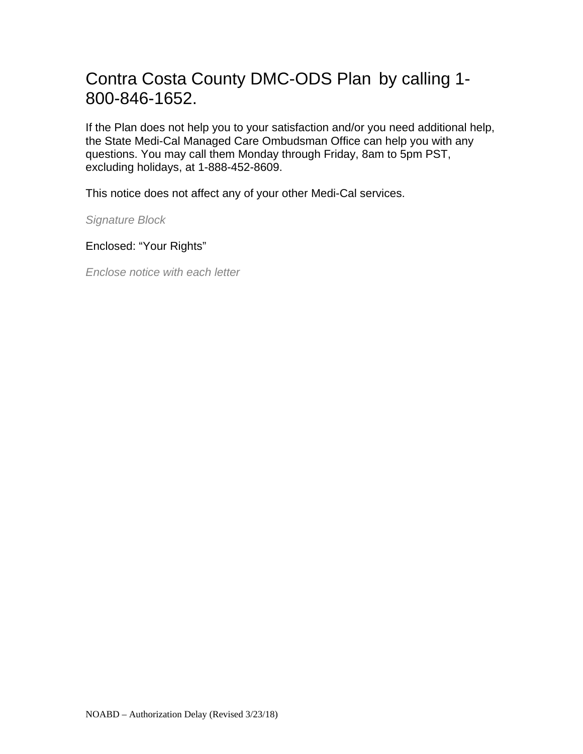Contra Costa County DMC-ODS Plan by calling 1-800-846-1652.

If the Plan does not help you to your satisfaction and/or you need additional help, the State Medi-Cal Managed Care Ombudsman Office can help you with any questions. You may call them Monday through Friday, 8am to 5pm PST, excluding holidays, at 1-888-452-8609.

This notice does not affect any of your other Medi-Cal services.

*Signature Block*

Enclosed: “Your Rights”

*Enclose notice with each letter*